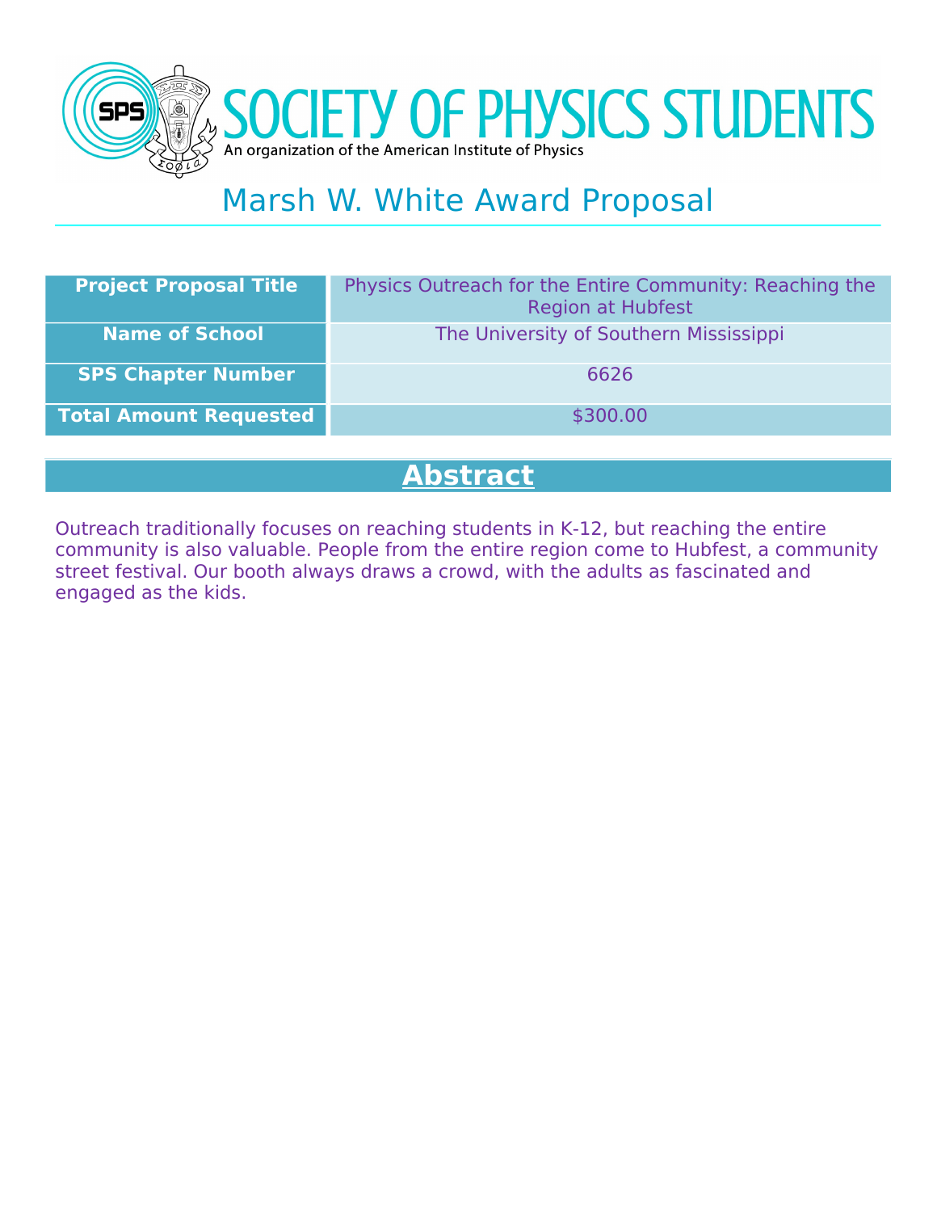# SOCIETY OF PHYSICS STUDENTS

An organization of the American Institute of Physics

## Marsh W. White Award Proposal

| Project Proposal Title | Physics Outreach for the Entire Community: Reaching the Region at Hubfest |
|---|---|
| Name of School | The University of Southern Mississippi |
| SPS Chapter Number | 6626 |
| Total Amount Requested | $300.00 |

## Abstract

Outreach traditionally focuses on reaching students in K-12, but reaching the entire community is also valuable. People from the entire region come to Hubfest, a community street festival. Our booth always draws a crowd, with the adults as fascinated and engaged as the kids.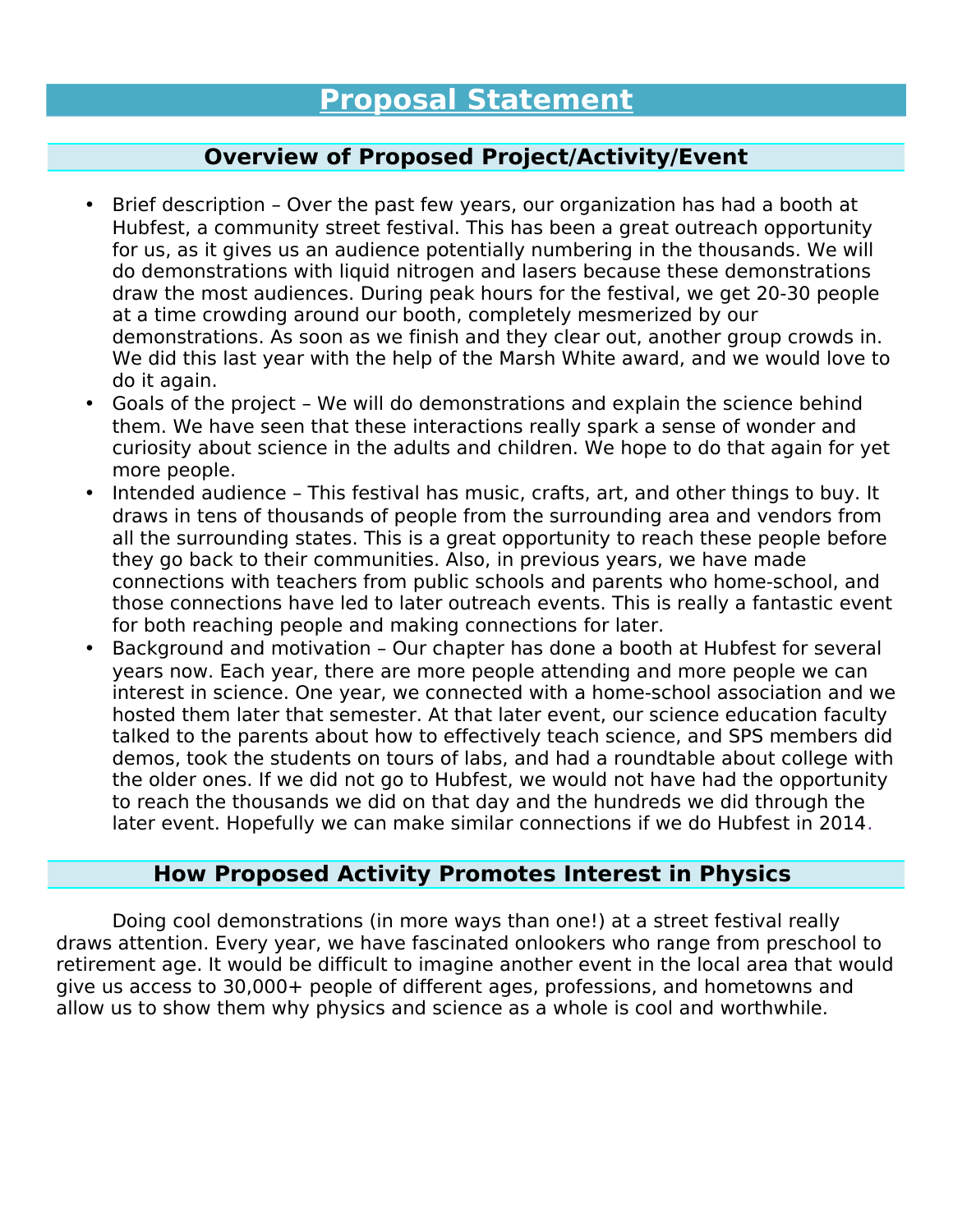# Proposal Statement

## Overview of Proposed Project/Activity/Event

- Brief description – Over the past few years, our organization has had a booth at Hubfest, a community street festival. This has been a great outreach opportunity for us, as it gives us an audience potentially numbering in the thousands. We will do demonstrations with liquid nitrogen and lasers because these demonstrations draw the most audiences. During peak hours for the festival, we get 20-30 people at a time crowding around our booth, completely mesmerized by our demonstrations. As soon as we finish and they clear out, another group crowds in. We did this last year with the help of the Marsh White award, and we would love to do it again.
- Goals of the project – We will do demonstrations and explain the science behind them. We have seen that these interactions really spark a sense of wonder and curiosity about science in the adults and children. We hope to do that again for yet more people.
- Intended audience – This festival has music, crafts, art, and other things to buy. It draws in tens of thousands of people from the surrounding area and vendors from all the surrounding states. This is a great opportunity to reach these people before they go back to their communities. Also, in previous years, we have made connections with teachers from public schools and parents who home-school, and those connections have led to later outreach events. This is really a fantastic event for both reaching people and making connections for later.
- Background and motivation – Our chapter has done a booth at Hubfest for several years now. Each year, there are more people attending and more people we can interest in science. One year, we connected with a home-school association and we hosted them later that semester. At that later event, our science education faculty talked to the parents about how to effectively teach science, and SPS members did demos, took the students on tours of labs, and had a roundtable about college with the older ones. If we did not go to Hubfest, we would not have had the opportunity to reach the thousands we did on that day and the hundreds we did through the later event. Hopefully we can make similar connections if we do Hubfest in 2014.

## How Proposed Activity Promotes Interest in Physics

Doing cool demonstrations (in more ways than one!) at a street festival really draws attention. Every year, we have fascinated onlookers who range from preschool to retirement age. It would be difficult to imagine another event in the local area that would give us access to 30,000+ people of different ages, professions, and hometowns and allow us to show them why physics and science as a whole is cool and worthwhile.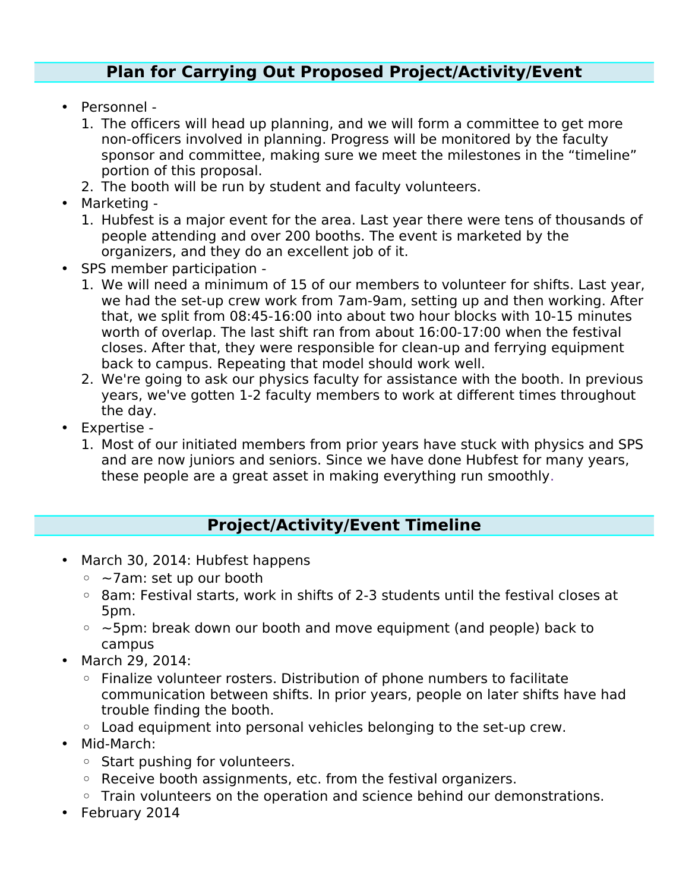## Plan for Carrying Out Proposed Project/Activity/Event

- Personnel -
  1. The officers will head up planning, and we will form a committee to get more non-officers involved in planning. Progress will be monitored by the faculty sponsor and committee, making sure we meet the milestones in the "timeline" portion of this proposal.
  2. The booth will be run by student and faculty volunteers.
- Marketing -
  1. Hubfest is a major event for the area. Last year there were tens of thousands of people attending and over 200 booths. The event is marketed by the organizers, and they do an excellent job of it.
- SPS member participation -
  1. We will need a minimum of 15 of our members to volunteer for shifts. Last year, we had the set-up crew work from 7am-9am, setting up and then working. After that, we split from 08:45-16:00 into about two hour blocks with 10-15 minutes worth of overlap. The last shift ran from about 16:00-17:00 when the festival closes. After that, they were responsible for clean-up and ferrying equipment back to campus. Repeating that model should work well.
  2. We're going to ask our physics faculty for assistance with the booth. In previous years, we've gotten 1-2 faculty members to work at different times throughout the day.
- Expertise -
  1. Most of our initiated members from prior years have stuck with physics and SPS and are now juniors and seniors. Since we have done Hubfest for many years, these people are a great asset in making everything run smoothly.

## Project/Activity/Event Timeline

- March 30, 2014: Hubfest happens
  - ~7am: set up our booth
  - 8am: Festival starts, work in shifts of 2-3 students until the festival closes at 5pm.
  - ~5pm: break down our booth and move equipment (and people) back to campus
- March 29, 2014:
  - Finalize volunteer rosters. Distribution of phone numbers to facilitate communication between shifts. In prior years, people on later shifts have had trouble finding the booth.
  - Load equipment into personal vehicles belonging to the set-up crew.
- Mid-March:
  - Start pushing for volunteers.
  - Receive booth assignments, etc. from the festival organizers.
  - Train volunteers on the operation and science behind our demonstrations.
- February 2014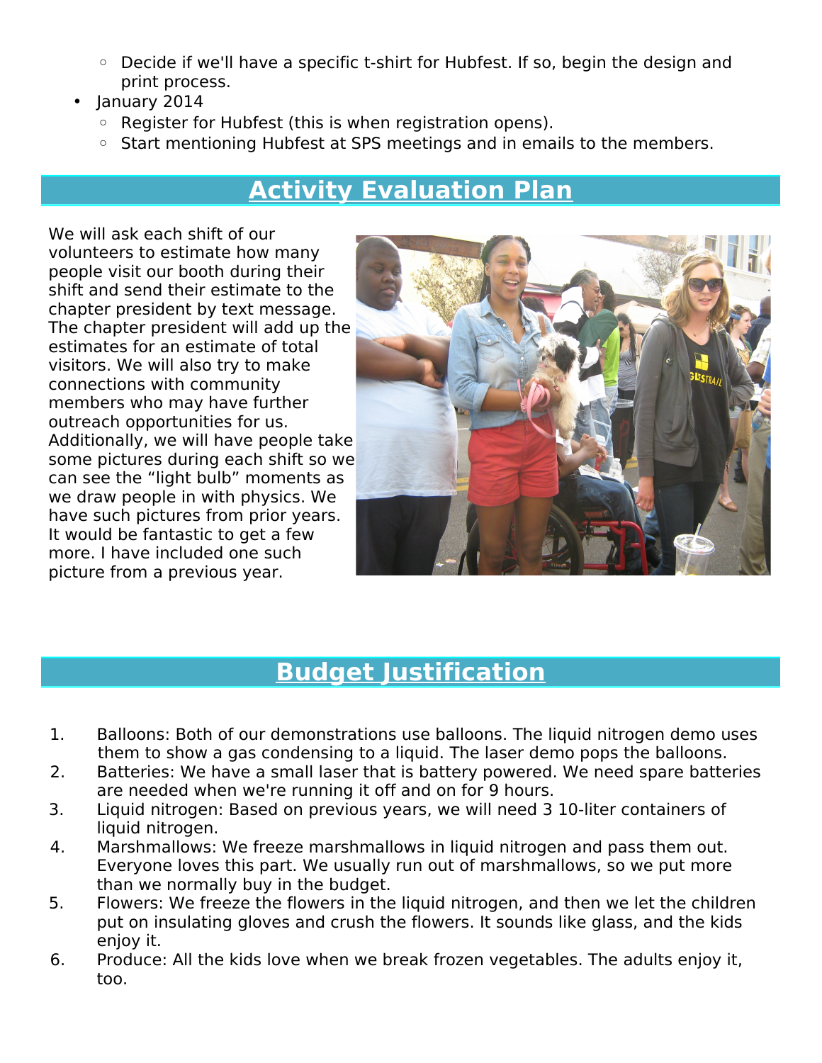- Decide if we'll have a specific t-shirt for Hubfest. If so, begin the design and print process.
- January 2014
  - Register for Hubfest (this is when registration opens).
  - Start mentioning Hubfest at SPS meetings and in emails to the members.

## Activity Evaluation Plan

We will ask each shift of our volunteers to estimate how many people visit our booth during their shift and send their estimate to the chapter president by text message. The chapter president will add up the estimates for an estimate of total visitors. We will also try to make connections with community members who may have further outreach opportunities for us. Additionally, we will have people take some pictures during each shift so we can see the “light bulb” moments as we draw people in with physics. We have such pictures from prior years. It would be fantastic to get a few more. I have included one such picture from a previous year.

## Budget Justification

1. Balloons: Both of our demonstrations use balloons. The liquid nitrogen demo uses them to show a gas condensing to a liquid. The laser demo pops the balloons.
2. Batteries: We have a small laser that is battery powered. We need spare batteries are needed when we're running it off and on for 9 hours.
3. Liquid nitrogen: Based on previous years, we will need 3 10-liter containers of liquid nitrogen.
4. Marshmallows: We freeze marshmallows in liquid nitrogen and pass them out. Everyone loves this part. We usually run out of marshmallows, so we put more than we normally buy in the budget.
5. Flowers: We freeze the flowers in the liquid nitrogen, and then we let the children put on insulating gloves and crush the flowers. It sounds like glass, and the kids enjoy it.
6. Produce: All the kids love when we break frozen vegetables. The adults enjoy it, too.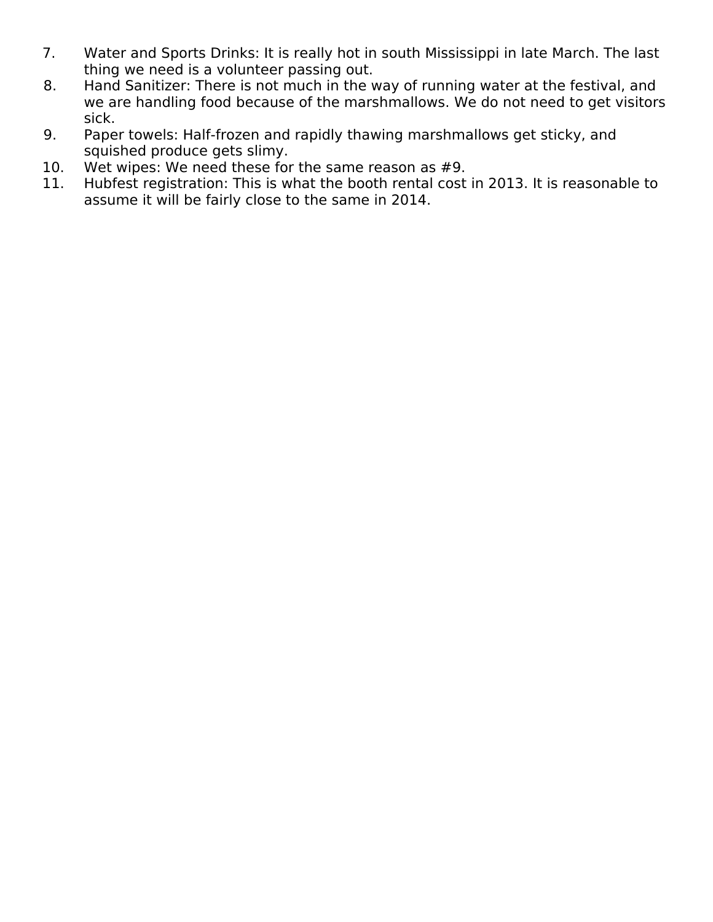7. Water and Sports Drinks: It is really hot in south Mississippi in late March. The last thing we need is a volunteer passing out.
8. Hand Sanitizer: There is not much in the way of running water at the festival, and we are handling food because of the marshmallows. We do not need to get visitors sick.
9. Paper towels: Half-frozen and rapidly thawing marshmallows get sticky, and squished produce gets slimy.
10. Wet wipes: We need these for the same reason as #9.
11. Hubfest registration: This is what the booth rental cost in 2013. It is reasonable to assume it will be fairly close to the same in 2014.